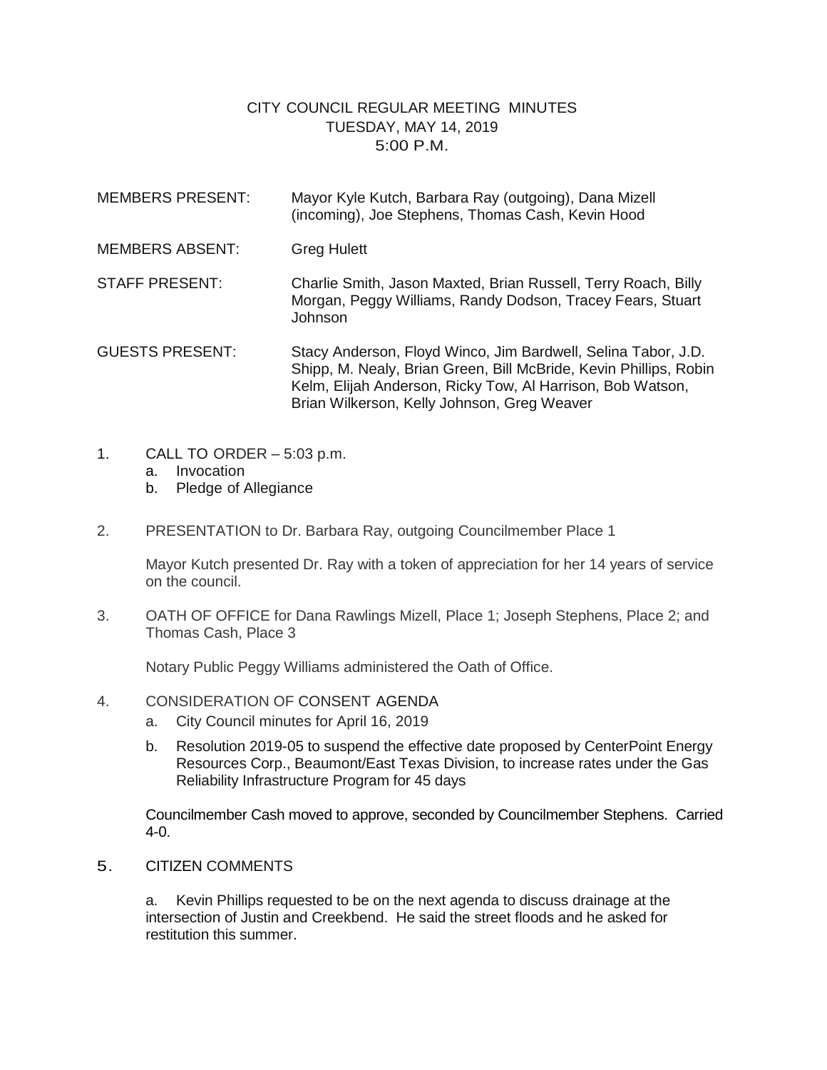# CITY COUNCIL REGULAR MEETING MINUTES
## TUESDAY, MAY 14, 2019
## 5:00 P.M.

MEMBERS PRESENT: Mayor Kyle Kutch, Barbara Ray (outgoing), Dana Mizell (incoming), Joe Stephens, Thomas Cash, Kevin Hood

MEMBERS ABSENT: Greg Hulett

STAFF PRESENT: Charlie Smith, Jason Maxted, Brian Russell, Terry Roach, Billy Morgan, Peggy Williams, Randy Dodson, Tracey Fears, Stuart Johnson

GUESTS PRESENT: Stacy Anderson, Floyd Winco, Jim Bardwell, Selina Tabor, J.D. Shipp, M. Nealy, Brian Green, Bill McBride, Kevin Phillips, Robin Kelm, Elijah Anderson, Ricky Tow, Al Harrison, Bob Watson, Brian Wilkerson, Kelly Johnson, Greg Weaver

1. CALL TO ORDER – 5:03 p.m.
   a. Invocation
   b. Pledge of Allegiance

2. PRESENTATION to Dr. Barbara Ray, outgoing Councilmember Place 1

   Mayor Kutch presented Dr. Ray with a token of appreciation for her 14 years of service on the council.

3. OATH OF OFFICE for Dana Rawlings Mizell, Place 1; Joseph Stephens, Place 2; and Thomas Cash, Place 3

   Notary Public Peggy Williams administered the Oath of Office.

4. CONSIDERATION OF CONSENT AGENDA
   a. City Council minutes for April 16, 2019
   b. Resolution 2019-05 to suspend the effective date proposed by CenterPoint Energy Resources Corp., Beaumont/East Texas Division, to increase rates under the Gas Reliability Infrastructure Program for 45 days

   Councilmember Cash moved to approve, seconded by Councilmember Stephens. Carried 4-0.

5. CITIZEN COMMENTS

   a. Kevin Phillips requested to be on the next agenda to discuss drainage at the intersection of Justin and Creekbend. He said the street floods and he asked for restitution this summer.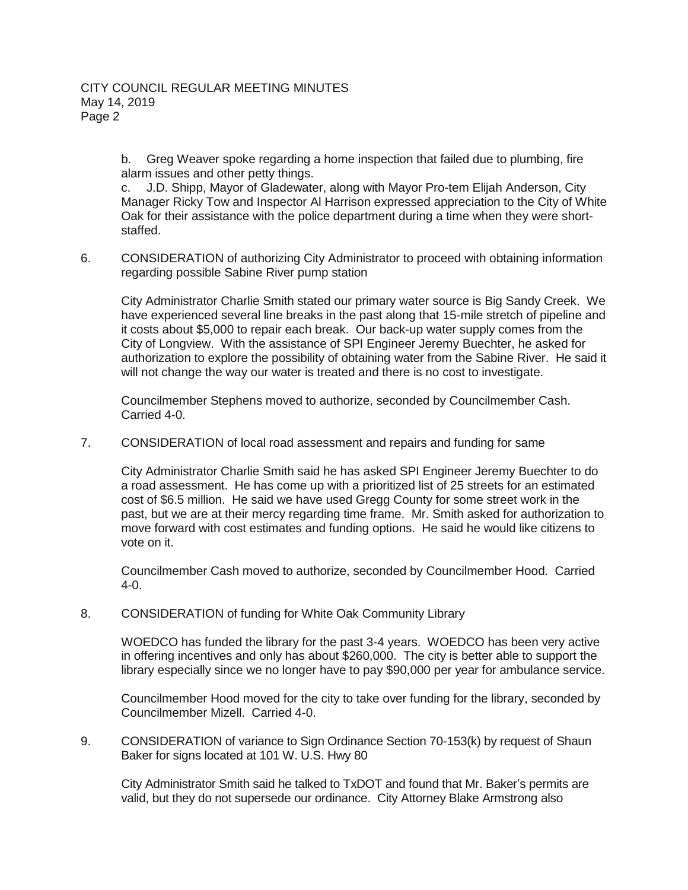b. Greg Weaver spoke regarding a home inspection that failed due to plumbing, fire alarm issues and other petty things.

c. J.D. Shipp, Mayor of Gladewater, along with Mayor Pro-tem Elijah Anderson, City Manager Ricky Tow and Inspector Al Harrison expressed appreciation to the City of White Oak for their assistance with the police department during a time when they were short-staffed.

6. CONSIDERATION of authorizing City Administrator to proceed with obtaining information regarding possible Sabine River pump station

   City Administrator Charlie Smith stated our primary water source is Big Sandy Creek. We have experienced several line breaks in the past along that 15-mile stretch of pipeline and it costs about $5,000 to repair each break. Our back-up water supply comes from the City of Longview. With the assistance of SPI Engineer Jeremy Buechter, he asked for authorization to explore the possibility of obtaining water from the Sabine River. He said it will not change the way our water is treated and there is no cost to investigate.

   Councilmember Stephens moved to authorize, seconded by Councilmember Cash. Carried 4-0.

7. CONSIDERATION of local road assessment and repairs and funding for same

   City Administrator Charlie Smith said he has asked SPI Engineer Jeremy Buechter to do a road assessment. He has come up with a prioritized list of 25 streets for an estimated cost of $6.5 million. He said we have used Gregg County for some street work in the past, but we are at their mercy regarding time frame. Mr. Smith asked for authorization to move forward with cost estimates and funding options. He said he would like citizens to vote on it.

   Councilmember Cash moved to authorize, seconded by Councilmember Hood. Carried 4-0.

8. CONSIDERATION of funding for White Oak Community Library

   WOEDCO has funded the library for the past 3-4 years. WOEDCO has been very active in offering incentives and only has about $260,000. The city is better able to support the library especially since we no longer have to pay $90,000 per year for ambulance service.

   Councilmember Hood moved for the city to take over funding for the library, seconded by Councilmember Mizell. Carried 4-0.

9. CONSIDERATION of variance to Sign Ordinance Section 70-153(k) by request of Shaun Baker for signs located at 101 W. U.S. Hwy 80

   City Administrator Smith said he talked to TxDOT and found that Mr. Baker's permits are valid, but they do not supersede our ordinance. City Attorney Blake Armstrong also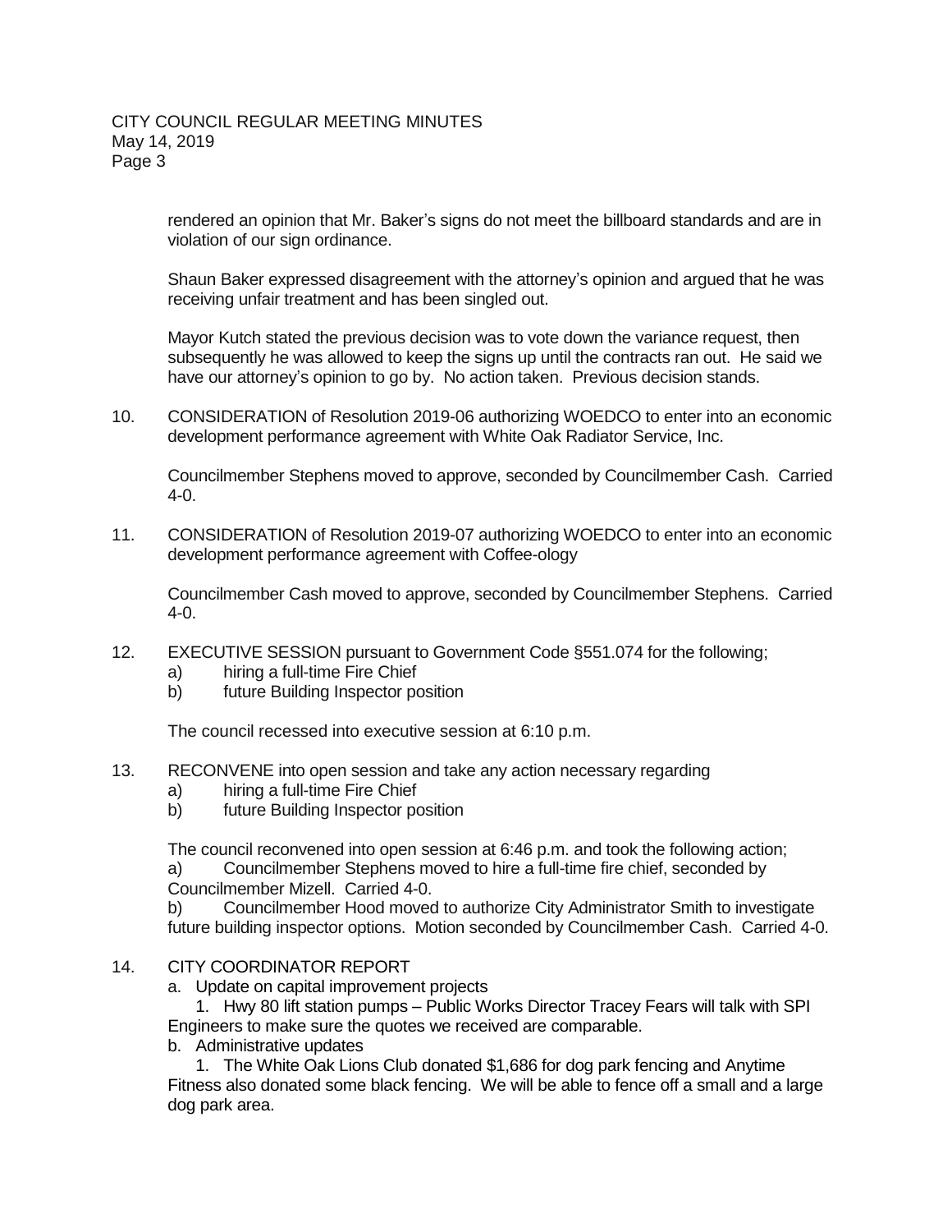rendered an opinion that Mr. Baker's signs do not meet the billboard standards and are in violation of our sign ordinance.

Shaun Baker expressed disagreement with the attorney's opinion and argued that he was receiving unfair treatment and has been singled out.

Mayor Kutch stated the previous decision was to vote down the variance request, then subsequently he was allowed to keep the signs up until the contracts ran out. He said we have our attorney's opinion to go by. No action taken. Previous decision stands.

10. CONSIDERATION of Resolution 2019-06 authorizing WOEDCO to enter into an economic development performance agreement with White Oak Radiator Service, Inc.

    Councilmember Stephens moved to approve, seconded by Councilmember Cash. Carried 4-0.

11. CONSIDERATION of Resolution 2019-07 authorizing WOEDCO to enter into an economic development performance agreement with Coffee-ology

    Councilmember Cash moved to approve, seconded by Councilmember Stephens. Carried 4-0.

12. EXECUTIVE SESSION pursuant to Government Code §551.074 for the following;
    a) hiring a full-time Fire Chief
    b) future Building Inspector position

    The council recessed into executive session at 6:10 p.m.

13. RECONVENE into open session and take any action necessary regarding
    a) hiring a full-time Fire Chief
    b) future Building Inspector position

    The council reconvened into open session at 6:46 p.m. and took the following action;
    a) Councilmember Stephens moved to hire a full-time fire chief, seconded by Councilmember Mizell. Carried 4-0.
    b) Councilmember Hood moved to authorize City Administrator Smith to investigate future building inspector options. Motion seconded by Councilmember Cash. Carried 4-0.

14. CITY COORDINATOR REPORT
    a. Update on capital improvement projects
        1. Hwy 80 lift station pumps – Public Works Director Tracey Fears will talk with SPI Engineers to make sure the quotes we received are comparable.
    b. Administrative updates
        1. The White Oak Lions Club donated $1,686 for dog park fencing and Anytime Fitness also donated some black fencing. We will be able to fence off a small and a large dog park area.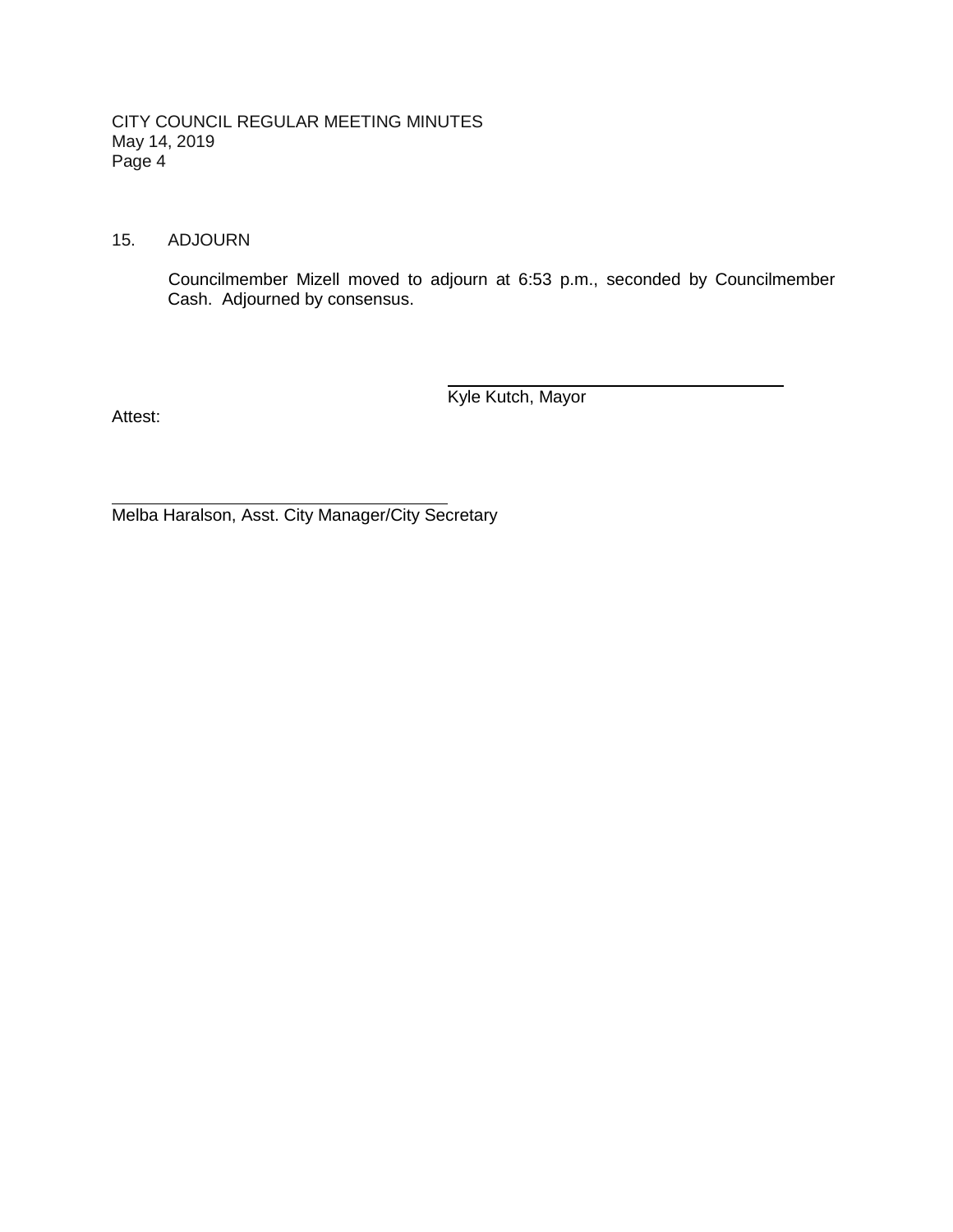15. ADJOURN

Councilmember Mizell moved to adjourn at 6:53 p.m., seconded by Councilmember Cash. Adjourned by consensus.

\_\_\_\_\_\_\_\_\_\_\_\_\_\_\_\_\_\_\_\_\_\_\_\_\_\_\_\_\_\_\_\_\_\_\_\_
Kyle Kutch, Mayor

Attest:

\_\_\_\_\_\_\_\_\_\_\_\_\_\_\_\_\_\_\_\_\_\_\_\_\_\_\_\_\_\_\_\_\_\_\_\_
Melba Haralson, Asst. City Manager/City Secretary